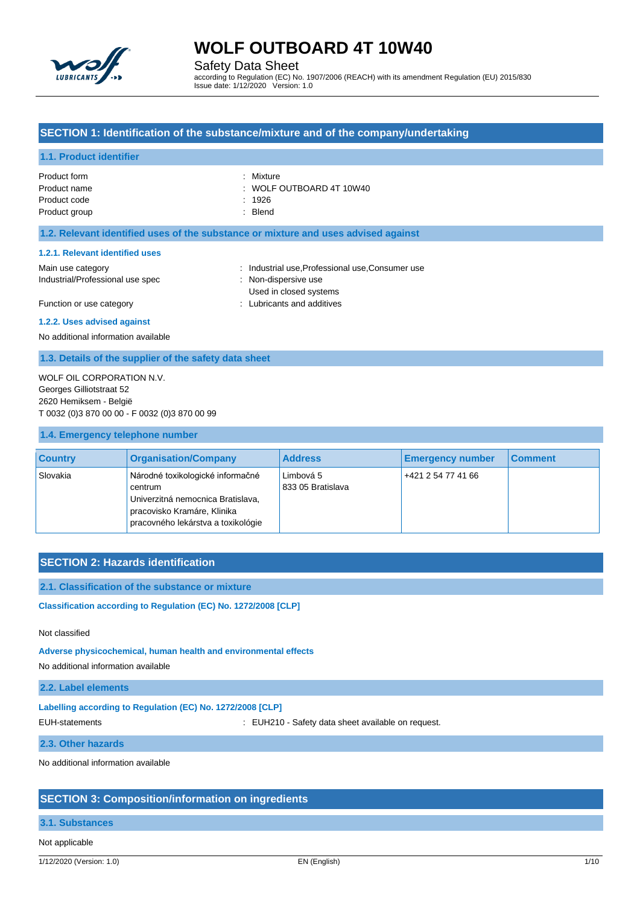# WOLF OUTBOARD 4T 10W40

Safety Data Sheet

according to Regulation (EC) No. 1907/2006 (REACH) with its amendment Regulation (EU) 2015/830
Issue date: 1/12/2020 Version: 1.0

## SECTION 1: Identification of the substance/mixture and of the company/undertaking

### 1.1. Product identifier

Product form : Mixture
Product name : WOLF OUTBOARD 4T 10W40
Product code : 1926
Product group : Blend

### 1.2. Relevant identified uses of the substance or mixture and uses advised against

#### 1.2.1. Relevant identified uses

Main use category : Industrial use,Professional use,Consumer use
Industrial/Professional use spec : Non-dispersive use
Used in closed systems
Function or use category : Lubricants and additives

#### 1.2.2. Uses advised against

No additional information available

### 1.3. Details of the supplier of the safety data sheet

WOLF OIL CORPORATION N.V.
Georges Gilliotstraat 52
2620 Hemiksem - België
T 0032 (0)3 870 00 00 - F 0032 (0)3 870 00 99

### 1.4. Emergency telephone number

| Country | Organisation/Company | Address | Emergency number | Comment |
|---|---|---|---|---|
| Slovakia | Národné toxikologické informačné centrum Univerzitná nemocnica Bratislava, pracovisko Kramáre, Klinika pracovného lekárstva a toxikológie | Limbová 5 833 05 Bratislava | +421 2 54 77 41 66 | |

## SECTION 2: Hazards identification

### 2.1. Classification of the substance or mixture

**Classification according to Regulation (EC) No. 1272/2008 [CLP]**

Not classified

**Adverse physicochemical, human health and environmental effects**

No additional information available

### 2.2. Label elements

**Labelling according to Regulation (EC) No. 1272/2008 [CLP]**

EUH-statements : EUH210 - Safety data sheet available on request.

### 2.3. Other hazards

No additional information available

## SECTION 3: Composition/information on ingredients

### 3.1. Substances

Not applicable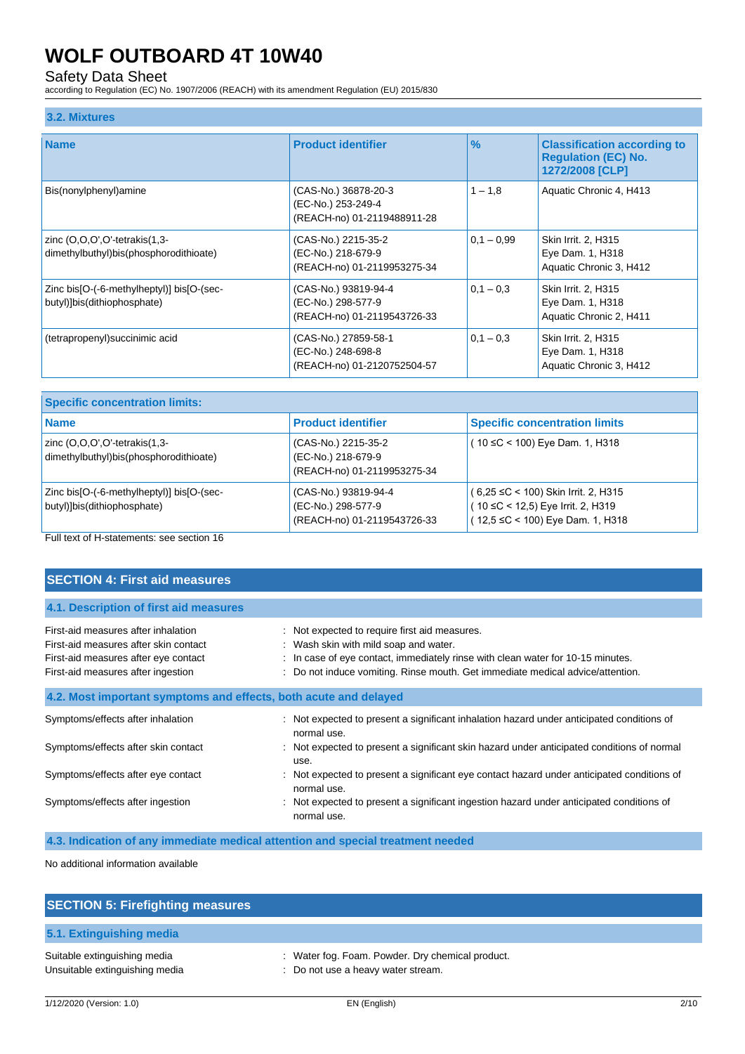### 3.2. Mixtures

| Name | Product identifier | % | Classification according to Regulation (EC) No. 1272/2008 [CLP] |
|---|---|---|---|
| Bis(nonylphenyl)amine | (CAS-No.) 36878-20-3<br>(EC-No.) 253-249-4<br>(REACH-no) 01-2119488911-28 | 1 – 1,8 | Aquatic Chronic 4, H413 |
| zinc (O,O,O',O'-tetrakis(1,3-dimethylbuthyl)bis(phosphorodithioate) | (CAS-No.) 2215-35-2<br>(EC-No.) 218-679-9<br>(REACH-no) 01-2119953275-34 | 0,1 – 0,99 | Skin Irrit. 2, H315<br>Eye Dam. 1, H318<br>Aquatic Chronic 3, H412 |
| Zinc bis[O-(-6-methylheptyl)] bis[O-(sec-butyl)]bis(dithiophosphate) | (CAS-No.) 93819-94-4<br>(EC-No.) 298-577-9<br>(REACH-no) 01-2119543726-33 | 0,1 – 0,3 | Skin Irrit. 2, H315<br>Eye Dam. 1, H318<br>Aquatic Chronic 2, H411 |
| (tetrapropenyl)succinimic acid | (CAS-No.) 27859-58-1<br>(EC-No.) 248-698-8<br>(REACH-no) 01-2120752504-57 | 0,1 – 0,3 | Skin Irrit. 2, H315<br>Eye Dam. 1, H318<br>Aquatic Chronic 3, H412 |

**Specific concentration limits:**

| Name | Product identifier | Specific concentration limits |
|---|---|---|
| zinc (O,O,O',O'-tetrakis(1,3-dimethylbuthyl)bis(phosphorodithioate) | (CAS-No.) 2215-35-2<br>(EC-No.) 218-679-9<br>(REACH-no) 01-2119953275-34 | ( 10 ≤C < 100) Eye Dam. 1, H318 |
| Zinc bis[O-(-6-methylheptyl)] bis[O-(sec-butyl)]bis(dithiophosphate) | (CAS-No.) 93819-94-4<br>(EC-No.) 298-577-9<br>(REACH-no) 01-2119543726-33 | ( 6,25 ≤C < 100) Skin Irrit. 2, H315<br>( 10 ≤C < 12,5) Eye Irrit. 2, H319<br>( 12,5 ≤C < 100) Eye Dam. 1, H318 |

Full text of H-statements: see section 16

## SECTION 4: First aid measures

### 4.1. Description of first aid measures

First-aid measures after inhalation : Not expected to require first aid measures.
First-aid measures after skin contact : Wash skin with mild soap and water.
First-aid measures after eye contact : In case of eye contact, immediately rinse with clean water for 10-15 minutes.
First-aid measures after ingestion : Do not induce vomiting. Rinse mouth. Get immediate medical advice/attention.

### 4.2. Most important symptoms and effects, both acute and delayed

Symptoms/effects after inhalation : Not expected to present a significant inhalation hazard under anticipated conditions of normal use.
Symptoms/effects after skin contact : Not expected to present a significant skin hazard under anticipated conditions of normal use.
Symptoms/effects after eye contact : Not expected to present a significant eye contact hazard under anticipated conditions of normal use.
Symptoms/effects after ingestion : Not expected to present a significant ingestion hazard under anticipated conditions of normal use.

### 4.3. Indication of any immediate medical attention and special treatment needed

No additional information available

## SECTION 5: Firefighting measures

### 5.1. Extinguishing media

Suitable extinguishing media : Water fog. Foam. Powder. Dry chemical product.
Unsuitable extinguishing media : Do not use a heavy water stream.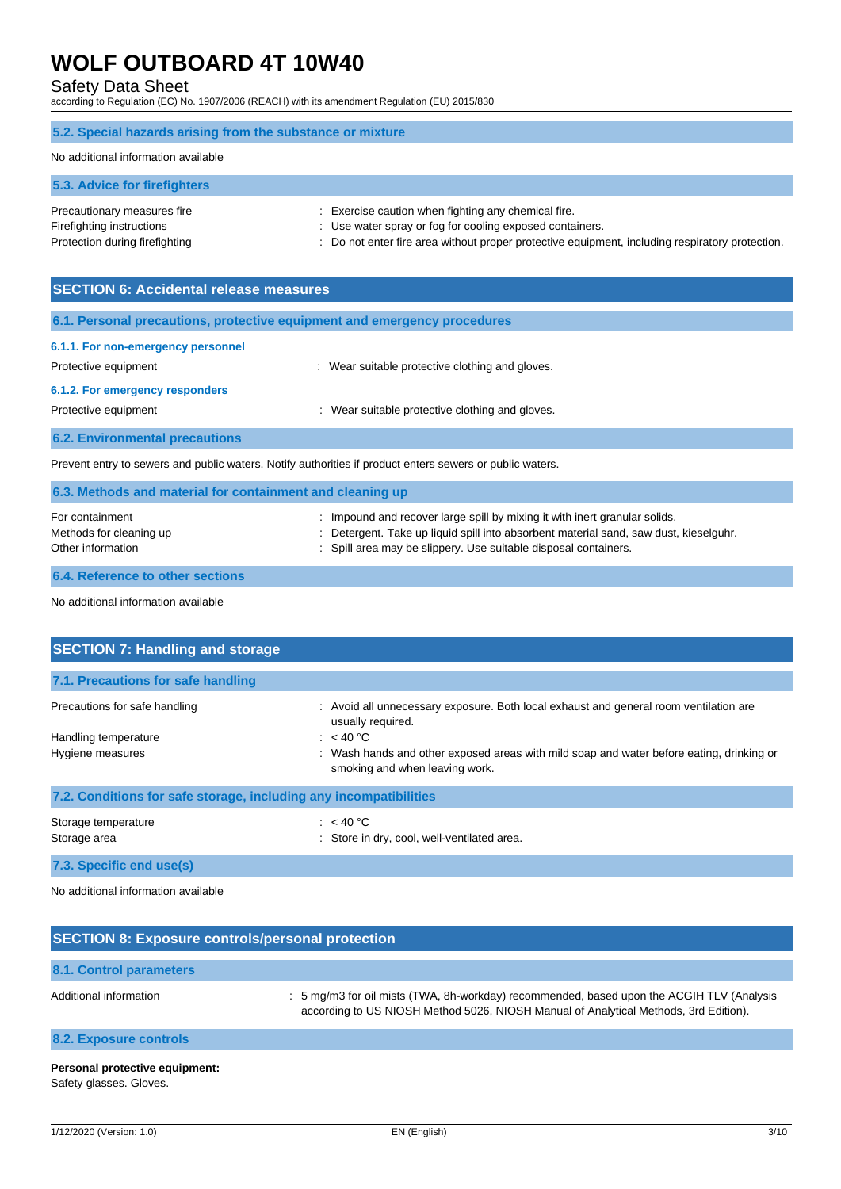### 5.2. Special hazards arising from the substance or mixture

No additional information available

### 5.3. Advice for firefighters

| | |
|---|---|
| Precautionary measures fire | : Exercise caution when fighting any chemical fire. |
| Firefighting instructions | : Use water spray or fog for cooling exposed containers. |
| Protection during firefighting | : Do not enter fire area without proper protective equipment, including respiratory protection. |

## SECTION 6: Accidental release measures

### 6.1. Personal precautions, protective equipment and emergency procedures

#### 6.1.1. For non-emergency personnel

| | |
|---|---|
| Protective equipment | : Wear suitable protective clothing and gloves. |

#### 6.1.2. For emergency responders

| | |
|---|---|
| Protective equipment | : Wear suitable protective clothing and gloves. |

### 6.2. Environmental precautions

Prevent entry to sewers and public waters. Notify authorities if product enters sewers or public waters.

### 6.3. Methods and material for containment and cleaning up

| | |
|---|---|
| For containment | : Impound and recover large spill by mixing it with inert granular solids. |
| Methods for cleaning up | : Detergent. Take up liquid spill into absorbent material sand, saw dust, kieselguhr. |
| Other information | : Spill area may be slippery. Use suitable disposal containers. |

### 6.4. Reference to other sections

No additional information available

## SECTION 7: Handling and storage

### 7.1. Precautions for safe handling

| | |
|---|---|
| Precautions for safe handling | : Avoid all unnecessary exposure. Both local exhaust and general room ventilation are usually required. |
| Handling temperature | : < 40 °C |
| Hygiene measures | : Wash hands and other exposed areas with mild soap and water before eating, drinking or smoking and when leaving work. |

### 7.2. Conditions for safe storage, including any incompatibilities

| | |
|---|---|
| Storage temperature | : < 40 °C |
| Storage area | : Store in dry, cool, well-ventilated area. |

### 7.3. Specific end use(s)

No additional information available

## SECTION 8: Exposure controls/personal protection

### 8.1. Control parameters

| | |
|---|---|
| Additional information | : 5 mg/m3 for oil mists (TWA, 8h-workday) recommended, based upon the ACGIH TLV (Analysis according to US NIOSH Method 5026, NIOSH Manual of Analytical Methods, 3rd Edition). |

### 8.2. Exposure controls

**Personal protective equipment:**
Safety glasses. Gloves.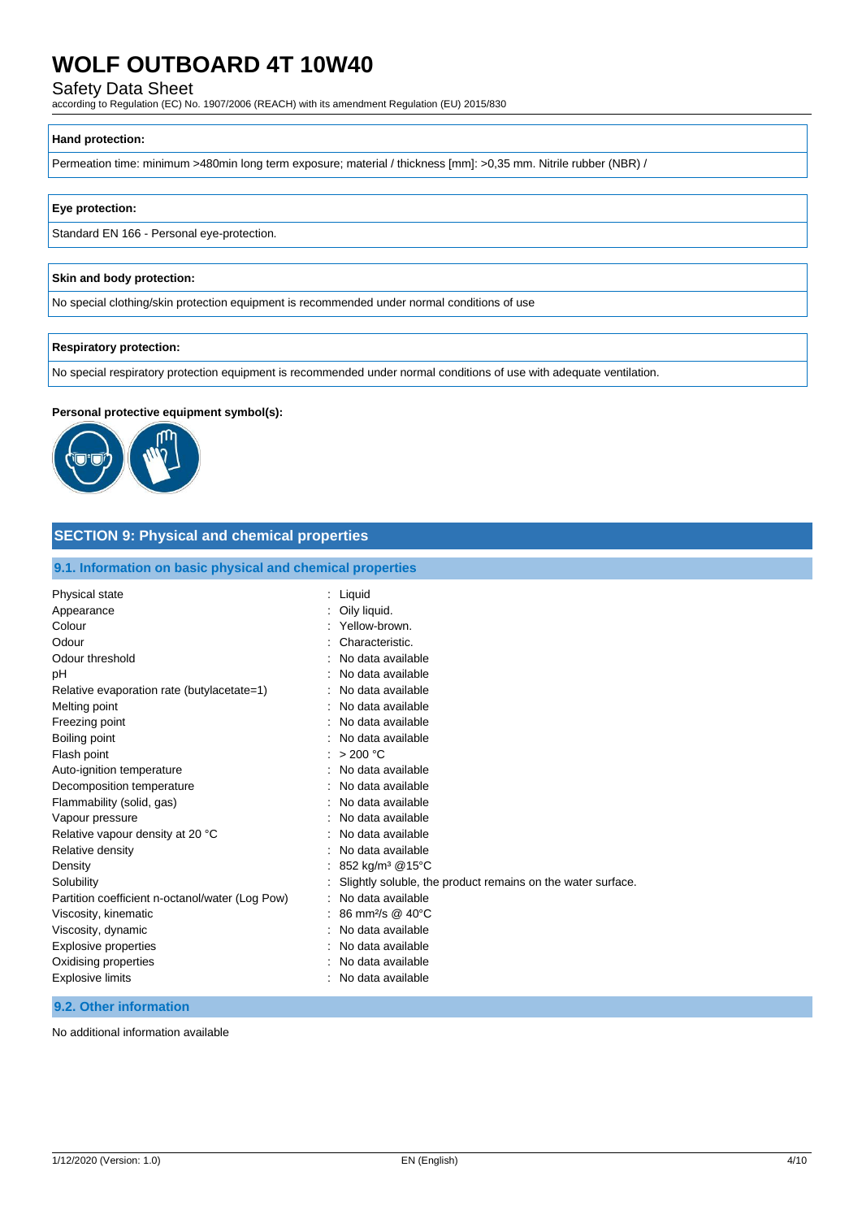**Hand protection:**

Permeation time: minimum >480min long term exposure; material / thickness [mm]: >0,35 mm. Nitrile rubber (NBR) /

**Eye protection:**

Standard EN 166 - Personal eye-protection.

**Skin and body protection:**

No special clothing/skin protection equipment is recommended under normal conditions of use

**Respiratory protection:**

No special respiratory protection equipment is recommended under normal conditions of use with adequate ventilation.

**Personal protective equipment symbol(s):**

## SECTION 9: Physical and chemical properties

### 9.1. Information on basic physical and chemical properties

| | |
|---|---|
| Physical state | : Liquid |
| Appearance | : Oily liquid. |
| Colour | : Yellow-brown. |
| Odour | : Characteristic. |
| Odour threshold | : No data available |
| pH | : No data available |
| Relative evaporation rate (butylacetate=1) | : No data available |
| Melting point | : No data available |
| Freezing point | : No data available |
| Boiling point | : No data available |
| Flash point | : > 200 °C |
| Auto-ignition temperature | : No data available |
| Decomposition temperature | : No data available |
| Flammability (solid, gas) | : No data available |
| Vapour pressure | : No data available |
| Relative vapour density at 20 °C | : No data available |
| Relative density | : No data available |
| Density | : 852 kg/m³ @15°C |
| Solubility | : Slightly soluble, the product remains on the water surface. |
| Partition coefficient n-octanol/water (Log Pow) | : No data available |
| Viscosity, kinematic | : 86 mm²/s @ 40°C |
| Viscosity, dynamic | : No data available |
| Explosive properties | : No data available |
| Oxidising properties | : No data available |
| Explosive limits | : No data available |

### 9.2. Other information

No additional information available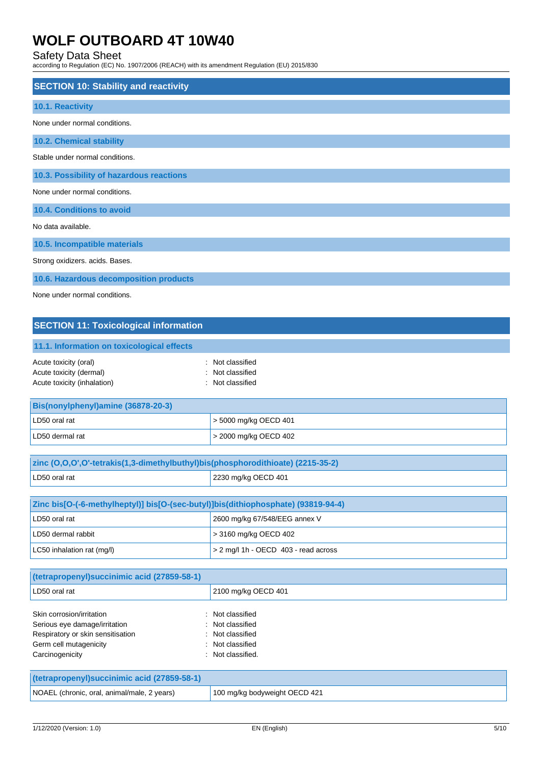## SECTION 10: Stability and reactivity

### 10.1. Reactivity

None under normal conditions.

### 10.2. Chemical stability

Stable under normal conditions.

### 10.3. Possibility of hazardous reactions

None under normal conditions.

### 10.4. Conditions to avoid

No data available.

### 10.5. Incompatible materials

Strong oxidizers. acids. Bases.

### 10.6. Hazardous decomposition products

None under normal conditions.

## SECTION 11: Toxicological information

### 11.1. Information on toxicological effects

Acute toxicity (oral) : Not classified
Acute toxicity (dermal) : Not classified
Acute toxicity (inhalation) : Not classified

| Bis(nonylphenyl)amine (36878-20-3) | |
|---|---|
| LD50 oral rat | > 5000 mg/kg OECD 401 |
| LD50 dermal rat | > 2000 mg/kg OECD 402 |

| zinc (O,O,O',O'-tetrakis(1,3-dimethylbuthyl)bis(phosphorodithioate) (2215-35-2) | |
|---|---|
| LD50 oral rat | 2230 mg/kg OECD 401 |

| Zinc bis[O-(-6-methylheptyl)] bis[O-(sec-butyl)]bis(dithiophosphate) (93819-94-4) | |
|---|---|
| LD50 oral rat | 2600 mg/kg 67/548/EEG annex V |
| LD50 dermal rabbit | > 3160 mg/kg OECD 402 |
| LC50 inhalation rat (mg/l) | > 2 mg/l 1h - OECD 403 - read across |

| (tetrapropenyl)succinimic acid (27859-58-1) | |
|---|---|
| LD50 oral rat | 2100 mg/kg OECD 401 |

Skin corrosion/irritation : Not classified
Serious eye damage/irritation : Not classified
Respiratory or skin sensitisation : Not classified
Germ cell mutagenicity : Not classified
Carcinogenicity : Not classified.

| (tetrapropenyl)succinimic acid (27859-58-1) | |
|---|---|
| NOAEL (chronic, oral, animal/male, 2 years) | 100 mg/kg bodyweight OECD 421 |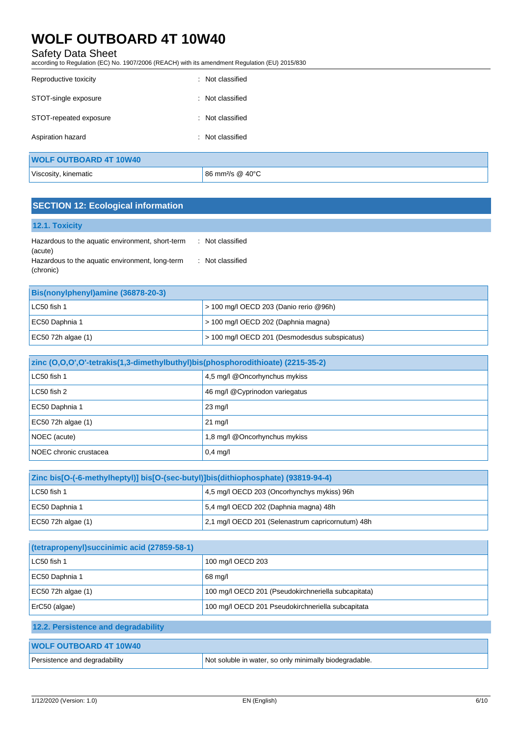| | |
|---|---|
| Reproductive toxicity | : Not classified |
| STOT-single exposure | : Not classified |
| STOT-repeated exposure | : Not classified |
| Aspiration hazard | : Not classified |

| WOLF OUTBOARD 4T 10W40 | |
|---|---|
| Viscosity, kinematic | 86 mm²/s @ 40°C |

## SECTION 12: Ecological information

### 12.1. Toxicity

| | |
|---|---|
| Hazardous to the aquatic environment, short-term (acute) | : Not classified |
| Hazardous to the aquatic environment, long-term (chronic) | : Not classified |

| Bis(nonylphenyl)amine (36878-20-3) | |
|---|---|
| LC50 fish 1 | > 100 mg/l OECD 203 (Danio rerio @96h) |
| EC50 Daphnia 1 | > 100 mg/l OECD 202 (Daphnia magna) |
| EC50 72h algae (1) | > 100 mg/l OECD 201 (Desmodesdus subspicatus) |

| zinc (O,O,O',O'-tetrakis(1,3-dimethylbuthyl)bis(phosphorodithioate) (2215-35-2) | |
|---|---|
| LC50 fish 1 | 4,5 mg/l @Oncorhynchus mykiss |
| LC50 fish 2 | 46 mg/l @Cyprinodon variegatus |
| EC50 Daphnia 1 | 23 mg/l |
| EC50 72h algae (1) | 21 mg/l |
| NOEC (acute) | 1,8 mg/l @Oncorhynchus mykiss |
| NOEC chronic crustacea | 0,4 mg/l |

| Zinc bis[O-(-6-methylheptyl)] bis[O-(sec-butyl)]bis(dithiophosphate) (93819-94-4) | |
|---|---|
| LC50 fish 1 | 4,5 mg/l OECD 203 (Oncorhynchys mykiss) 96h |
| EC50 Daphnia 1 | 5,4 mg/l OECD 202 (Daphnia magna) 48h |
| EC50 72h algae (1) | 2,1 mg/l OECD 201 (Selenastrum capricornutum) 48h |

| (tetrapropenyl)succinimic acid (27859-58-1) | |
|---|---|
| LC50 fish 1 | 100 mg/l OECD 203 |
| EC50 Daphnia 1 | 68 mg/l |
| EC50 72h algae (1) | 100 mg/l OECD 201 (Pseudokirchneriella subcapitata) |
| ErC50 (algae) | 100 mg/l OECD 201 Pseudokirchneriella subcapitata |

### 12.2. Persistence and degradability

| WOLF OUTBOARD 4T 10W40 | |
|---|---|
| Persistence and degradability | Not soluble in water, so only minimally biodegradable. |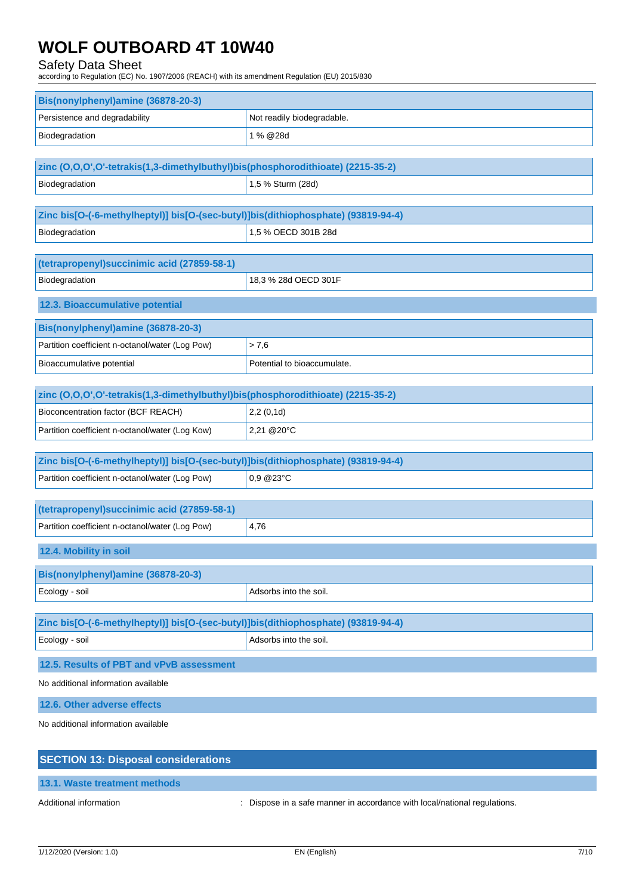| Bis(nonylphenyl)amine (36878-20-3) | |
|---|---|
| Persistence and degradability | Not readily biodegradable. |
| Biodegradation | 1 % @28d |

| zinc (O,O,O',O'-tetrakis(1,3-dimethylbuthyl)bis(phosphorodithioate) (2215-35-2) | |
|---|---|
| Biodegradation | 1,5 % Sturm (28d) |

| Zinc bis[O-(-6-methylheptyl)] bis[O-(sec-butyl)]bis(dithiophosphate) (93819-94-4) | |
|---|---|
| Biodegradation | 1,5 % OECD 301B 28d |

| (tetrapropenyl)succinimic acid (27859-58-1) | |
|---|---|
| Biodegradation | 18,3 % 28d OECD 301F |

### 12.3. Bioaccumulative potential

| Bis(nonylphenyl)amine (36878-20-3) | |
|---|---|
| Partition coefficient n-octanol/water (Log Pow) | > 7,6 |
| Bioaccumulative potential | Potential to bioaccumulate. |

| zinc (O,O,O',O'-tetrakis(1,3-dimethylbuthyl)bis(phosphorodithioate) (2215-35-2) | |
|---|---|
| Bioconcentration factor (BCF REACH) | 2,2 (0,1d) |
| Partition coefficient n-octanol/water (Log Kow) | 2,21 @20°C |

| Zinc bis[O-(-6-methylheptyl)] bis[O-(sec-butyl)]bis(dithiophosphate) (93819-94-4) | |
|---|---|
| Partition coefficient n-octanol/water (Log Pow) | 0,9 @23°C |

| (tetrapropenyl)succinimic acid (27859-58-1) | |
|---|---|
| Partition coefficient n-octanol/water (Log Pow) | 4,76 |

### 12.4. Mobility in soil

| Bis(nonylphenyl)amine (36878-20-3) | |
|---|---|
| Ecology - soil | Adsorbs into the soil. |

| Zinc bis[O-(-6-methylheptyl)] bis[O-(sec-butyl)]bis(dithiophosphate) (93819-94-4) | |
|---|---|
| Ecology - soil | Adsorbs into the soil. |

### 12.5. Results of PBT and vPvB assessment

No additional information available

### 12.6. Other adverse effects

No additional information available

## SECTION 13: Disposal considerations

### 13.1. Waste treatment methods

Additional information : Dispose in a safe manner in accordance with local/national regulations.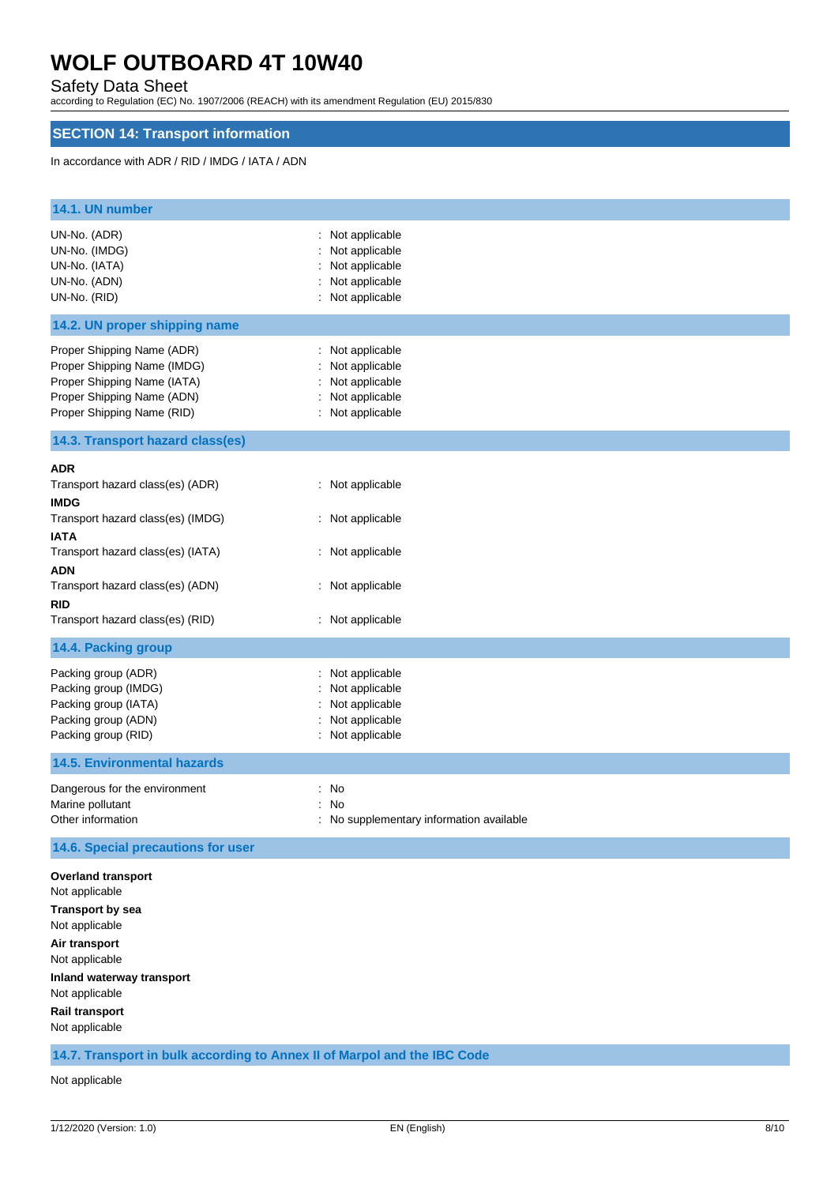## SECTION 14: Transport information

In accordance with ADR / RID / IMDG / IATA / ADN

### 14.1. UN number

| | |
|---|---|
| UN-No. (ADR) | : Not applicable |
| UN-No. (IMDG) | : Not applicable |
| UN-No. (IATA) | : Not applicable |
| UN-No. (ADN) | : Not applicable |
| UN-No. (RID) | : Not applicable |

### 14.2. UN proper shipping name

| | |
|---|---|
| Proper Shipping Name (ADR) | : Not applicable |
| Proper Shipping Name (IMDG) | : Not applicable |
| Proper Shipping Name (IATA) | : Not applicable |
| Proper Shipping Name (ADN) | : Not applicable |
| Proper Shipping Name (RID) | : Not applicable |

### 14.3. Transport hazard class(es)

**ADR**

Transport hazard class(es) (ADR) : Not applicable

**IMDG**

Transport hazard class(es) (IMDG) : Not applicable

**IATA**

Transport hazard class(es) (IATA) : Not applicable

**ADN**

Transport hazard class(es) (ADN) : Not applicable

**RID**

Transport hazard class(es) (RID) : Not applicable

### 14.4. Packing group

| | |
|---|---|
| Packing group (ADR) | : Not applicable |
| Packing group (IMDG) | : Not applicable |
| Packing group (IATA) | : Not applicable |
| Packing group (ADN) | : Not applicable |
| Packing group (RID) | : Not applicable |

### 14.5. Environmental hazards

| | |
|---|---|
| Dangerous for the environment | : No |
| Marine pollutant | : No |
| Other information | : No supplementary information available |

### 14.6. Special precautions for user

**Overland transport**

Not applicable

**Transport by sea**

Not applicable

**Air transport**

Not applicable

**Inland waterway transport**

Not applicable

**Rail transport**

Not applicable

### 14.7. Transport in bulk according to Annex II of Marpol and the IBC Code

Not applicable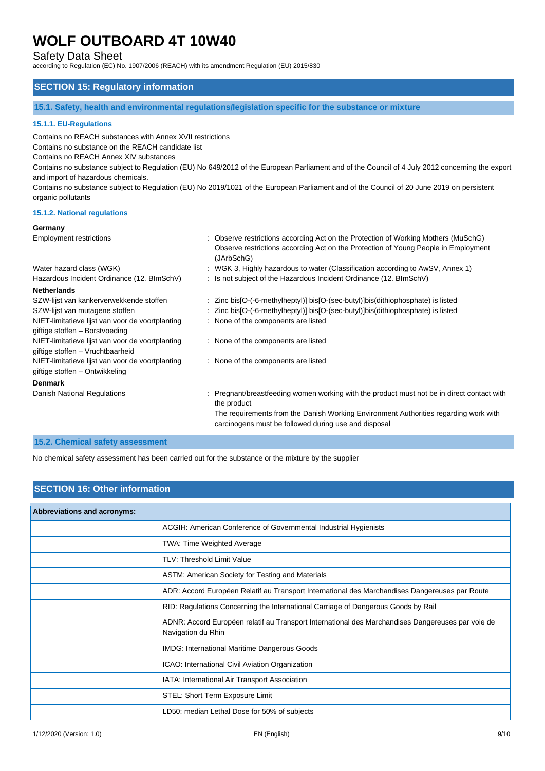## SECTION 15: Regulatory information

### 15.1. Safety, health and environmental regulations/legislation specific for the substance or mixture

#### 15.1.1. EU-Regulations

Contains no REACH substances with Annex XVII restrictions
Contains no substance on the REACH candidate list
Contains no REACH Annex XIV substances
Contains no substance subject to Regulation (EU) No 649/2012 of the European Parliament and of the Council of 4 July 2012 concerning the export and import of hazardous chemicals.
Contains no substance subject to Regulation (EU) No 2019/1021 of the European Parliament and of the Council of 20 June 2019 on persistent organic pollutants

#### 15.1.2. National regulations

**Germany**

| | |
|---|---|
| Employment restrictions | : Observe restrictions according Act on the Protection of Working Mothers (MuSchG)<br>Observe restrictions according Act on the Protection of Young People in Employment (JArbSchG) |
| Water hazard class (WGK) | : WGK 3, Highly hazardous to water (Classification according to AwSV, Annex 1) |
| Hazardous Incident Ordinance (12. BImSchV) | : Is not subject of the Hazardous Incident Ordinance (12. BImSchV) |

**Netherlands**

| | |
|---|---|
| SZW-lijst van kankerverwekkende stoffen | : Zinc bis[O-(-6-methylheptyl)] bis[O-(sec-butyl)]bis(dithiophosphate) is listed |
| SZW-lijst van mutagene stoffen | : Zinc bis[O-(-6-methylheptyl)] bis[O-(sec-butyl)]bis(dithiophosphate) is listed |
| NIET-limitatieve lijst van voor de voortplanting giftige stoffen – Borstvoeding | : None of the components are listed |
| NIET-limitatieve lijst van voor de voortplanting giftige stoffen – Vruchtbaarheid | : None of the components are listed |
| NIET-limitatieve lijst van voor de voortplanting giftige stoffen – Ontwikkeling | : None of the components are listed |

**Denmark**

| | |
|---|---|
| Danish National Regulations | : Pregnant/breastfeeding women working with the product must not be in direct contact with the product<br>The requirements from the Danish Working Environment Authorities regarding work with carcinogens must be followed during use and disposal |

### 15.2. Chemical safety assessment

No chemical safety assessment has been carried out for the substance or the mixture by the supplier

## SECTION 16: Other information

| Abbreviations and acronyms: | |
|---|---|
| | ACGIH: American Conference of Governmental Industrial Hygienists |
| | TWA: Time Weighted Average |
| | TLV: Threshold Limit Value |
| | ASTM: American Society for Testing and Materials |
| | ADR: Accord Européen Relatif au Transport International des Marchandises Dangereuses par Route |
| | RID: Regulations Concerning the International Carriage of Dangerous Goods by Rail |
| | ADNR: Accord Européen relatif au Transport International des Marchandises Dangereuses par voie de Navigation du Rhin |
| | IMDG: International Maritime Dangerous Goods |
| | ICAO: International Civil Aviation Organization |
| | IATA: International Air Transport Association |
| | STEL: Short Term Exposure Limit |
| | LD50: median Lethal Dose for 50% of subjects |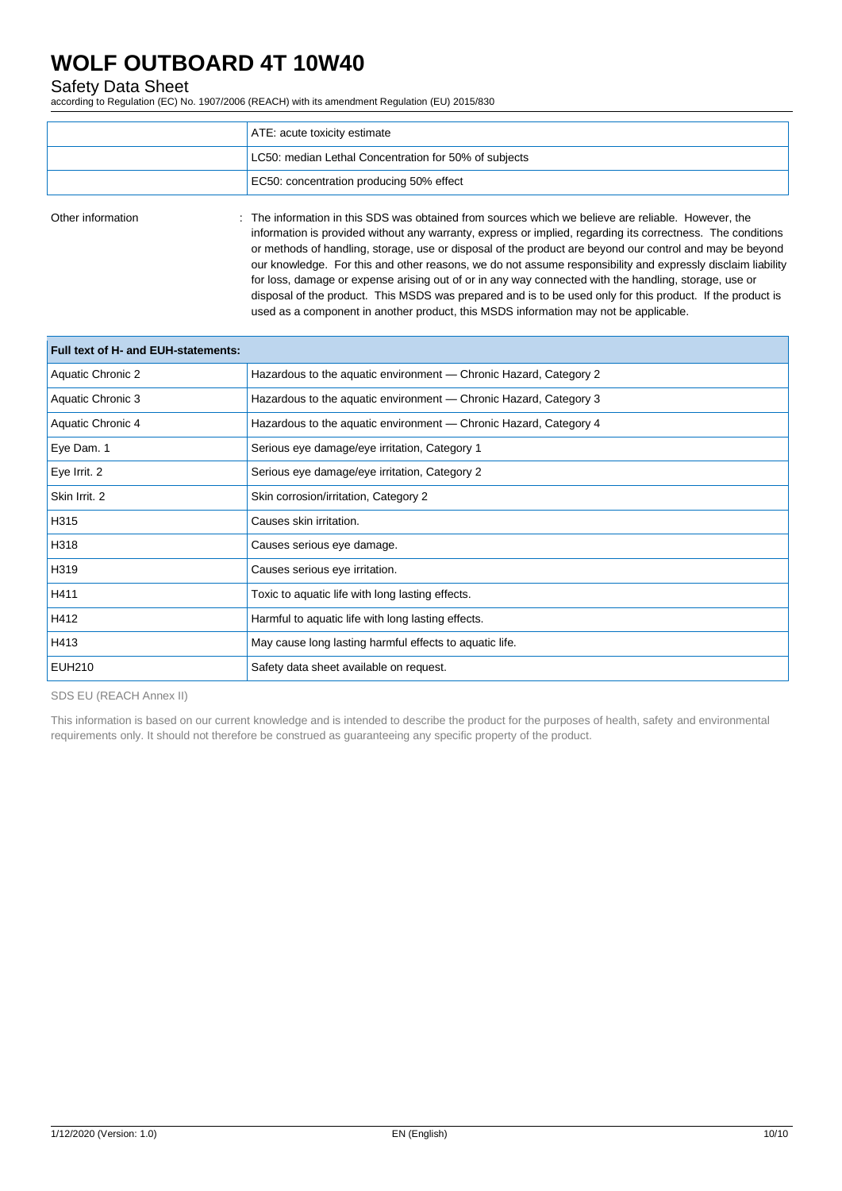| | |
|---|---|
| | ATE: acute toxicity estimate |
| | LC50: median Lethal Concentration for 50% of subjects |
| | EC50: concentration producing 50% effect |

Other information : The information in this SDS was obtained from sources which we believe are reliable. However, the information is provided without any warranty, express or implied, regarding its correctness. The conditions or methods of handling, storage, use or disposal of the product are beyond our control and may be beyond our knowledge. For this and other reasons, we do not assume responsibility and expressly disclaim liability for loss, damage or expense arising out of or in any way connected with the handling, storage, use or disposal of the product. This MSDS was prepared and is to be used only for this product. If the product is used as a component in another product, this MSDS information may not be applicable.

| Full text of H- and EUH-statements: | |
|---|---|
| Aquatic Chronic 2 | Hazardous to the aquatic environment — Chronic Hazard, Category 2 |
| Aquatic Chronic 3 | Hazardous to the aquatic environment — Chronic Hazard, Category 3 |
| Aquatic Chronic 4 | Hazardous to the aquatic environment — Chronic Hazard, Category 4 |
| Eye Dam. 1 | Serious eye damage/eye irritation, Category 1 |
| Eye Irrit. 2 | Serious eye damage/eye irritation, Category 2 |
| Skin Irrit. 2 | Skin corrosion/irritation, Category 2 |
| H315 | Causes skin irritation. |
| H318 | Causes serious eye damage. |
| H319 | Causes serious eye irritation. |
| H411 | Toxic to aquatic life with long lasting effects. |
| H412 | Harmful to aquatic life with long lasting effects. |
| H413 | May cause long lasting harmful effects to aquatic life. |
| EUH210 | Safety data sheet available on request. |

SDS EU (REACH Annex II)

This information is based on our current knowledge and is intended to describe the product for the purposes of health, safety and environmental requirements only. It should not therefore be construed as guaranteeing any specific property of the product.